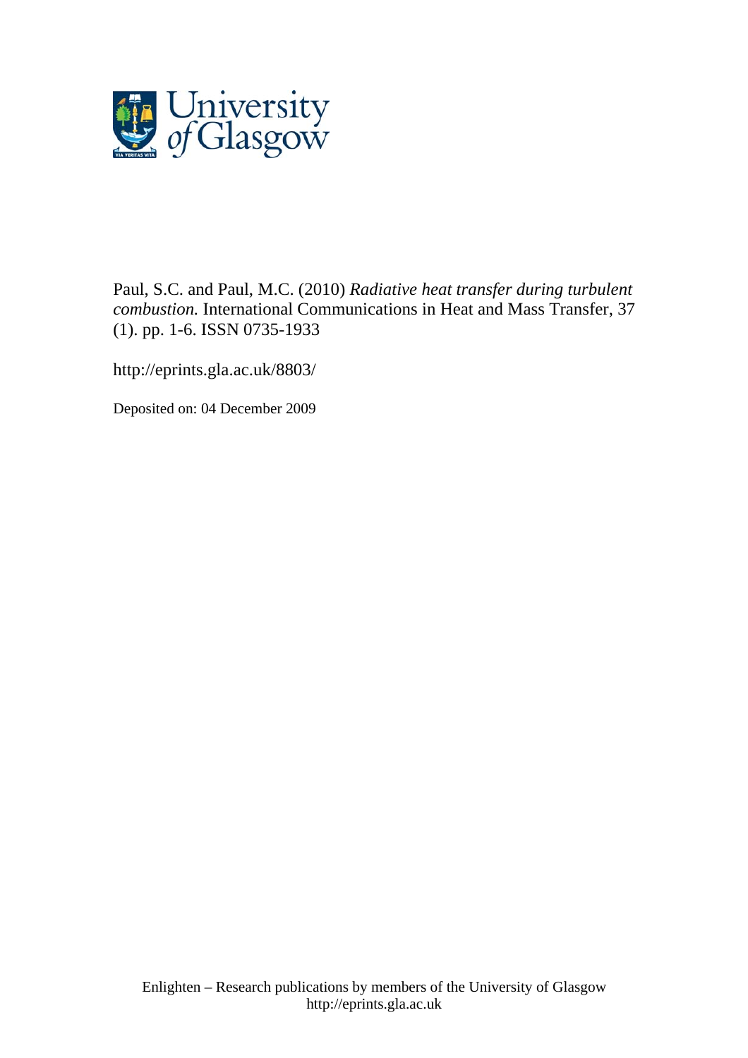Paul, S.C. and Paul, M.C. (2010) *Radiative heat transfer during turbulent combustion.* International Communications in Heat and Mass Transfer, 37 (1). pp. 1-6. ISSN 0735-1933

http://eprints.gla.ac.uk/8803/

Deposited on: 04 December 2009

Enlighten – Research publications by members of the University of Glasgow
http://eprints.gla.ac.uk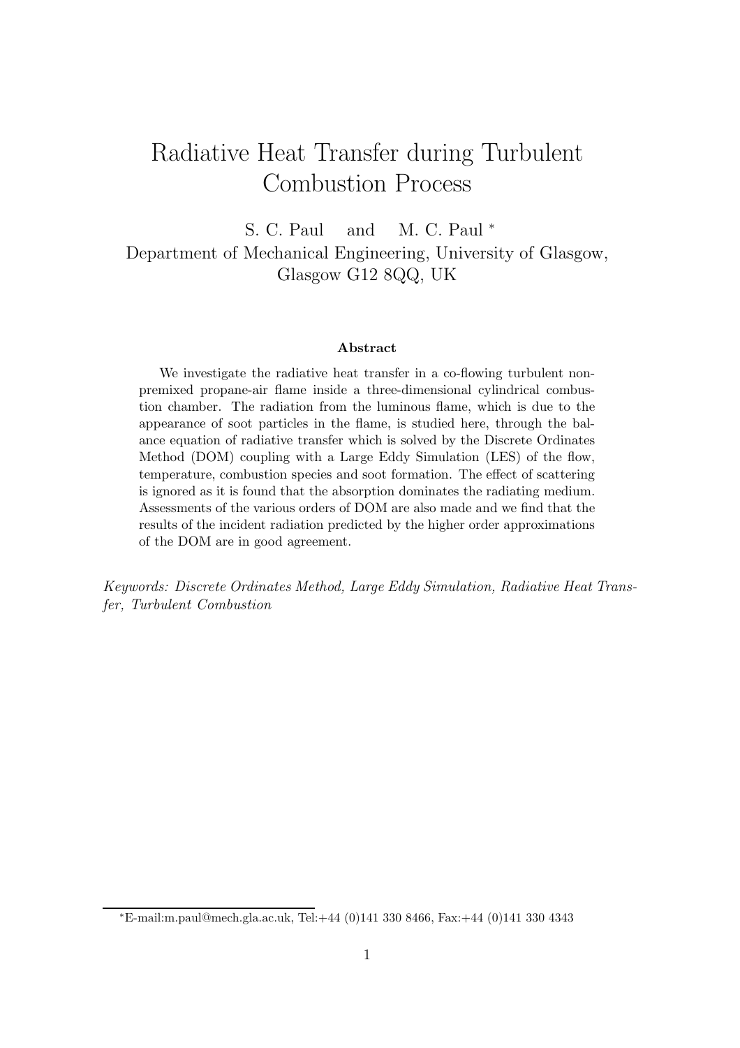# Radiative Heat Transfer during Turbulent Combustion Process

S. C. Paul and M. C. Paul [*]

Department of Mechanical Engineering, University of Glasgow, Glasgow G12 8QQ, UK

### Abstract

We investigate the radiative heat transfer in a co-flowing turbulent non-premixed propane-air flame inside a three-dimensional cylindrical combustion chamber. The radiation from the luminous flame, which is due to the appearance of soot particles in the flame, is studied here, through the balance equation of radiative transfer which is solved by the Discrete Ordinates Method (DOM) coupling with a Large Eddy Simulation (LES) of the flow, temperature, combustion species and soot formation. The effect of scattering is ignored as it is found that the absorption dominates the radiating medium. Assessments of the various orders of DOM are also made and we find that the results of the incident radiation predicted by the higher order approximations of the DOM are in good agreement.

*Keywords: Discrete Ordinates Method, Large Eddy Simulation, Radiative Heat Transfer, Turbulent Combustion*

[*] E-mail:m.paul@mech.gla.ac.uk, Tel:+44 (0)141 330 8466, Fax:+44 (0)141 330 4343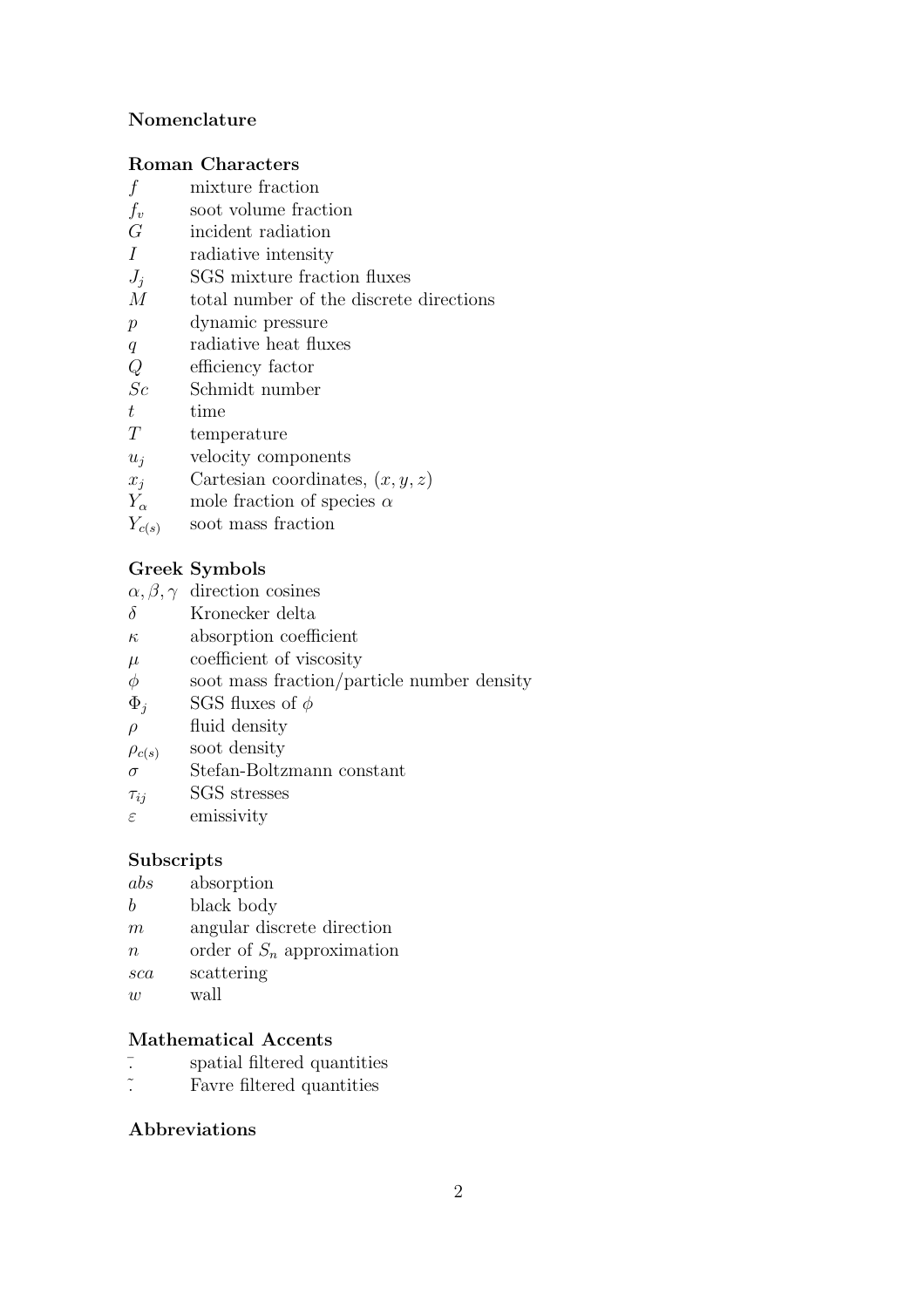## Nomenclature

### Roman Characters

| | |
|---|---|
| $f$ | mixture fraction |
| $f_v$ | soot volume fraction |
| $G$ | incident radiation |
| $I$ | radiative intensity |
| $J_j$ | SGS mixture fraction fluxes |
| $M$ | total number of the discrete directions |
| $p$ | dynamic pressure |
| $q$ | radiative heat fluxes |
| $Q$ | efficiency factor |
| $Sc$ | Schmidt number |
| $t$ | time |
| $T$ | temperature |
| $u_j$ | velocity components |
| $x_j$ | Cartesian coordinates, $(x, y, z)$ |
| $Y_\alpha$ | mole fraction of species $\alpha$ |
| $Y_{c(s)}$ | soot mass fraction |

### Greek Symbols

| | |
|---|---|
| $\alpha, \beta, \gamma$ | direction cosines |
| $\delta$ | Kronecker delta |
| $\kappa$ | absorption coefficient |
| $\mu$ | coefficient of viscosity |
| $\phi$ | soot mass fraction/particle number density |
| $\Phi_j$ | SGS fluxes of $\phi$ |
| $\rho$ | fluid density |
| $\rho_{c(s)}$ | soot density |
| $\sigma$ | Stefan-Boltzmann constant |
| $\tau_{ij}$ | SGS stresses |
| $\varepsilon$ | emissivity |

### Subscripts

| | |
|---|---|
| $abs$ | absorption |
| $b$ | black body |
| $m$ | angular discrete direction |
| $n$ | order of $S_n$ approximation |
| $sca$ | scattering |
| $w$ | wall |

### Mathematical Accents

| | |
|---|---|
| $\bar{\cdot}$ | spatial filtered quantities |
| $\tilde{\cdot}$ | Favre filtered quantities |

### Abbreviations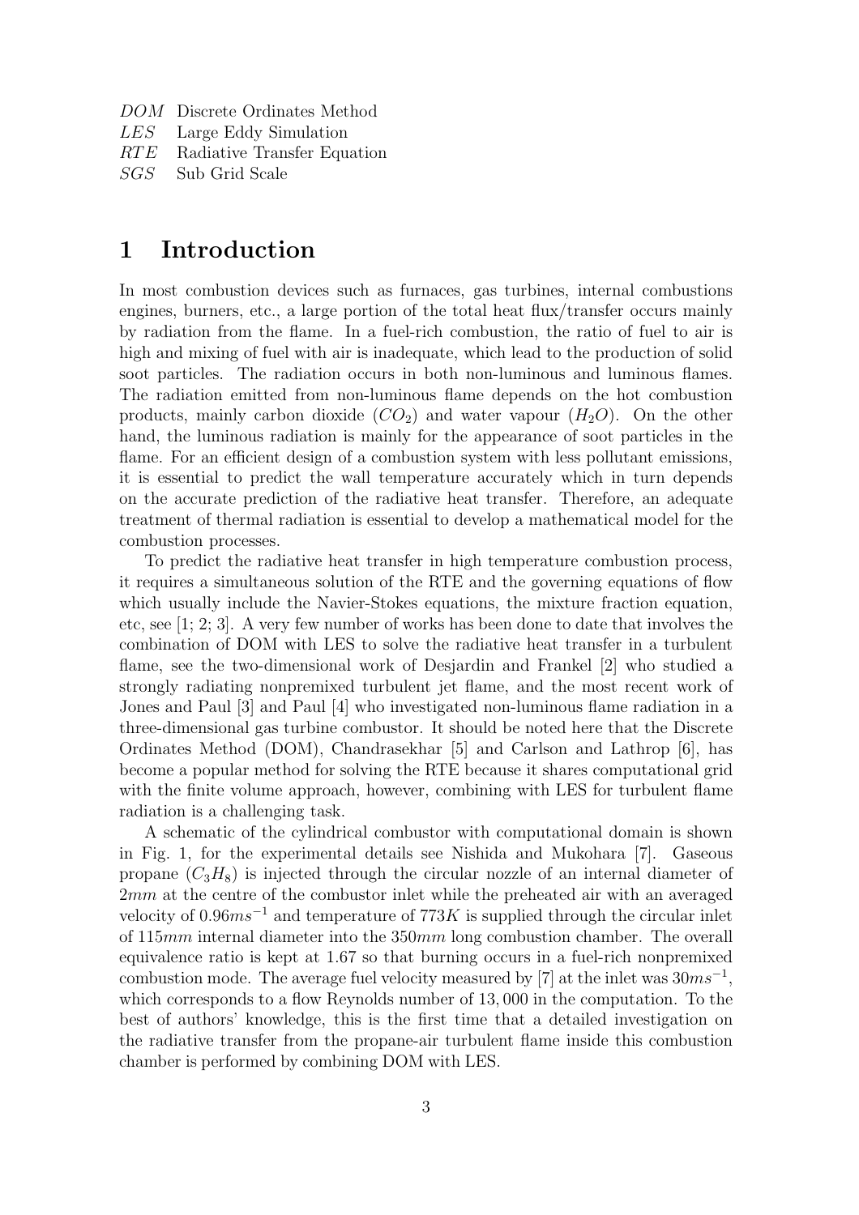$DOM$ Discrete Ordinates Method
$LES$ Large Eddy Simulation
$RTE$ Radiative Transfer Equation
$SGS$ Sub Grid Scale

# 1 Introduction

In most combustion devices such as furnaces, gas turbines, internal combustions engines, burners, etc., a large portion of the total heat flux/transfer occurs mainly by radiation from the flame. In a fuel-rich combustion, the ratio of fuel to air is high and mixing of fuel with air is inadequate, which lead to the production of solid soot particles. The radiation occurs in both non-luminous and luminous flames. The radiation emitted from non-luminous flame depends on the hot combustion products, mainly carbon dioxide ($CO_2$) and water vapour ($H_2O$). On the other hand, the luminous radiation is mainly for the appearance of soot particles in the flame. For an efficient design of a combustion system with less pollutant emissions, it is essential to predict the wall temperature accurately which in turn depends on the accurate prediction of the radiative heat transfer. Therefore, an adequate treatment of thermal radiation is essential to develop a mathematical model for the combustion processes.

To predict the radiative heat transfer in high temperature combustion process, it requires a simultaneous solution of the RTE and the governing equations of flow which usually include the Navier-Stokes equations, the mixture fraction equation, etc, see [1; 2; 3]. A very few number of works has been done to date that involves the combination of DOM with LES to solve the radiative heat transfer in a turbulent flame, see the two-dimensional work of Desjardin and Frankel [2] who studied a strongly radiating nonpremixed turbulent jet flame, and the most recent work of Jones and Paul [3] and Paul [4] who investigated non-luminous flame radiation in a three-dimensional gas turbine combustor. It should be noted here that the Discrete Ordinates Method (DOM), Chandrasekhar [5] and Carlson and Lathrop [6], has become a popular method for solving the RTE because it shares computational grid with the finite volume approach, however, combining with LES for turbulent flame radiation is a challenging task.

A schematic of the cylindrical combustor with computational domain is shown in Fig. 1, for the experimental details see Nishida and Mukohara [7]. Gaseous propane ($C_3H_8$) is injected through the circular nozzle of an internal diameter of $2mm$ at the centre of the combustor inlet while the preheated air with an averaged velocity of $0.96ms^{-1}$ and temperature of $773K$ is supplied through the circular inlet of $115mm$ internal diameter into the $350mm$ long combustion chamber. The overall equivalence ratio is kept at 1.67 so that burning occurs in a fuel-rich nonpremixed combustion mode. The average fuel velocity measured by [7] at the inlet was $30ms^{-1}$, which corresponds to a flow Reynolds number of 13,000 in the computation. To the best of authors' knowledge, this is the first time that a detailed investigation on the radiative transfer from the propane-air turbulent flame inside this combustion chamber is performed by combining DOM with LES.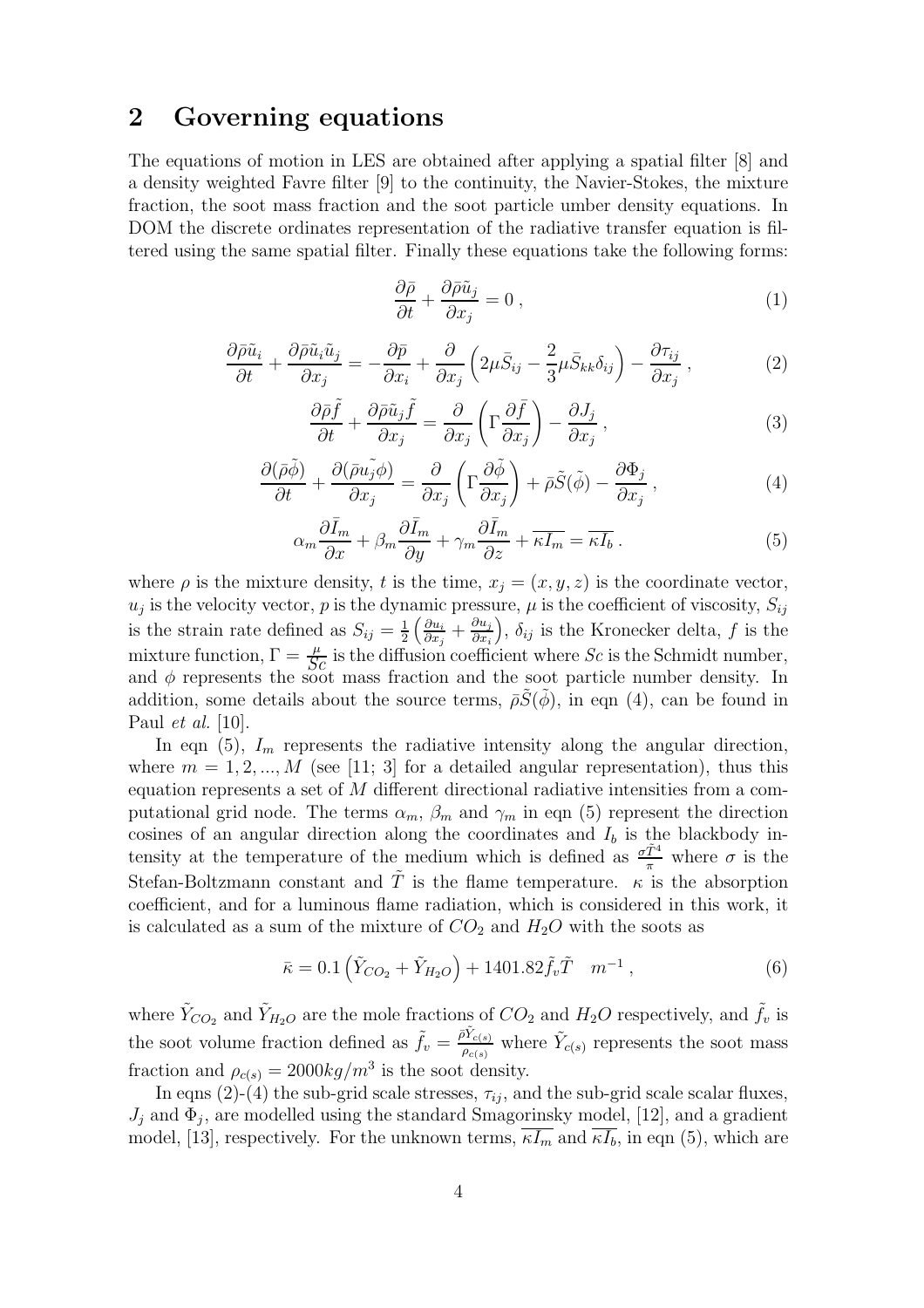## 2 Governing equations

The equations of motion in LES are obtained after applying a spatial filter [8] and a density weighted Favre filter [9] to the continuity, the Navier-Stokes, the mixture fraction, the soot mass fraction and the soot particle umber density equations. In DOM the discrete ordinates representation of the radiative transfer equation is filtered using the same spatial filter. Finally these equations take the following forms:

$$\frac{\partial \bar{\rho}}{\partial t} + \frac{\partial \bar{\rho}\tilde{u}_j}{\partial x_j} = 0\,, \tag{1}$$

$$\frac{\partial \bar{\rho}\tilde{u}_i}{\partial t} + \frac{\partial \bar{\rho}\tilde{u}_i\tilde{u}_j}{\partial x_j} = -\frac{\partial \bar{p}}{\partial x_i} + \frac{\partial}{\partial x_j}\left(2\mu\bar{S}_{ij} - \frac{2}{3}\mu\bar{S}_{kk}\delta_{ij}\right) - \frac{\partial \tau_{ij}}{\partial x_j}\,, \tag{2}$$

$$\frac{\partial \bar{\rho}\tilde{f}}{\partial t} + \frac{\partial \bar{\rho}\tilde{u}_j\tilde{f}}{\partial x_j} = \frac{\partial}{\partial x_j}\left(\Gamma\frac{\partial \bar{f}}{\partial x_j}\right) - \frac{\partial J_j}{\partial x_j}\,, \tag{3}$$

$$\frac{\partial(\bar{\rho}\tilde{\phi})}{\partial t} + \frac{\partial(\bar{\rho}\tilde{u_j\phi})}{\partial x_j} = \frac{\partial}{\partial x_j}\left(\Gamma\frac{\partial \tilde{\phi}}{\partial x_j}\right) + \bar{\rho}\tilde{S}(\tilde{\phi}) - \frac{\partial \Phi_j}{\partial x_j}\,, \tag{4}$$

$$\alpha_m\frac{\partial \bar{I}_m}{\partial x} + \beta_m\frac{\partial \bar{I}_m}{\partial y} + \gamma_m\frac{\partial \bar{I}_m}{\partial z} + \overline{\kappa I_m} = \overline{\kappa I_b}\,. \tag{5}$$

where $\rho$ is the mixture density, $t$ is the time, $x_j = (x, y, z)$ is the coordinate vector, $u_j$ is the velocity vector, $p$ is the dynamic pressure, $\mu$ is the coefficient of viscosity, $S_{ij}$ is the strain rate defined as $S_{ij} = \frac{1}{2}\left(\frac{\partial u_i}{\partial x_j} + \frac{\partial u_j}{\partial x_i}\right)$, $\delta_{ij}$ is the Kronecker delta, $f$ is the mixture function, $\Gamma = \frac{\mu}{Sc}$ is the diffusion coefficient where $Sc$ is the Schmidt number, and $\phi$ represents the soot mass fraction and the soot particle number density. In addition, some details about the source terms, $\bar{\rho}\tilde{S}(\tilde{\phi})$, in eqn (4), can be found in Paul *et al.* [10].

In eqn (5), $I_m$ represents the radiative intensity along the angular direction, where $m = 1, 2, ..., M$ (see [11; 3] for a detailed angular representation), thus this equation represents a set of $M$ different directional radiative intensities from a computational grid node. The terms $\alpha_m$, $\beta_m$ and $\gamma_m$ in eqn (5) represent the direction cosines of an angular direction along the coordinates and $I_b$ is the blackbody intensity at the temperature of the medium which is defined as $\frac{\sigma\tilde{T}^4}{\pi}$ where $\sigma$ is the Stefan-Boltzmann constant and $\tilde{T}$ is the flame temperature. $\kappa$ is the absorption coefficient, and for a luminous flame radiation, which is considered in this work, it is calculated as a sum of the mixture of $CO_2$ and $H_2O$ with the soots as

$$\bar{\kappa} = 0.1\left(\tilde{Y}_{CO_2} + \tilde{Y}_{H_2O}\right) + 1401.82\tilde{f}_v\tilde{T} \quad m^{-1}\,, \tag{6}$$

where $\tilde{Y}_{CO_2}$ and $\tilde{Y}_{H_2O}$ are the mole fractions of $CO_2$ and $H_2O$ respectively, and $\tilde{f}_v$ is the soot volume fraction defined as $\tilde{f}_v = \frac{\bar{\rho}\tilde{Y}_{c(s)}}{\rho_{c(s)}}$ where $\tilde{Y}_{c(s)}$ represents the soot mass fraction and $\rho_{c(s)} = 2000 kg/m^3$ is the soot density.

In eqns (2)-(4) the sub-grid scale stresses, $\tau_{ij}$, and the sub-grid scale scalar fluxes, $J_j$ and $\Phi_j$, are modelled using the standard Smagorinsky model, [12], and a gradient model, [13], respectively. For the unknown terms, $\overline{\kappa I_m}$ and $\overline{\kappa I_b}$, in eqn (5), which are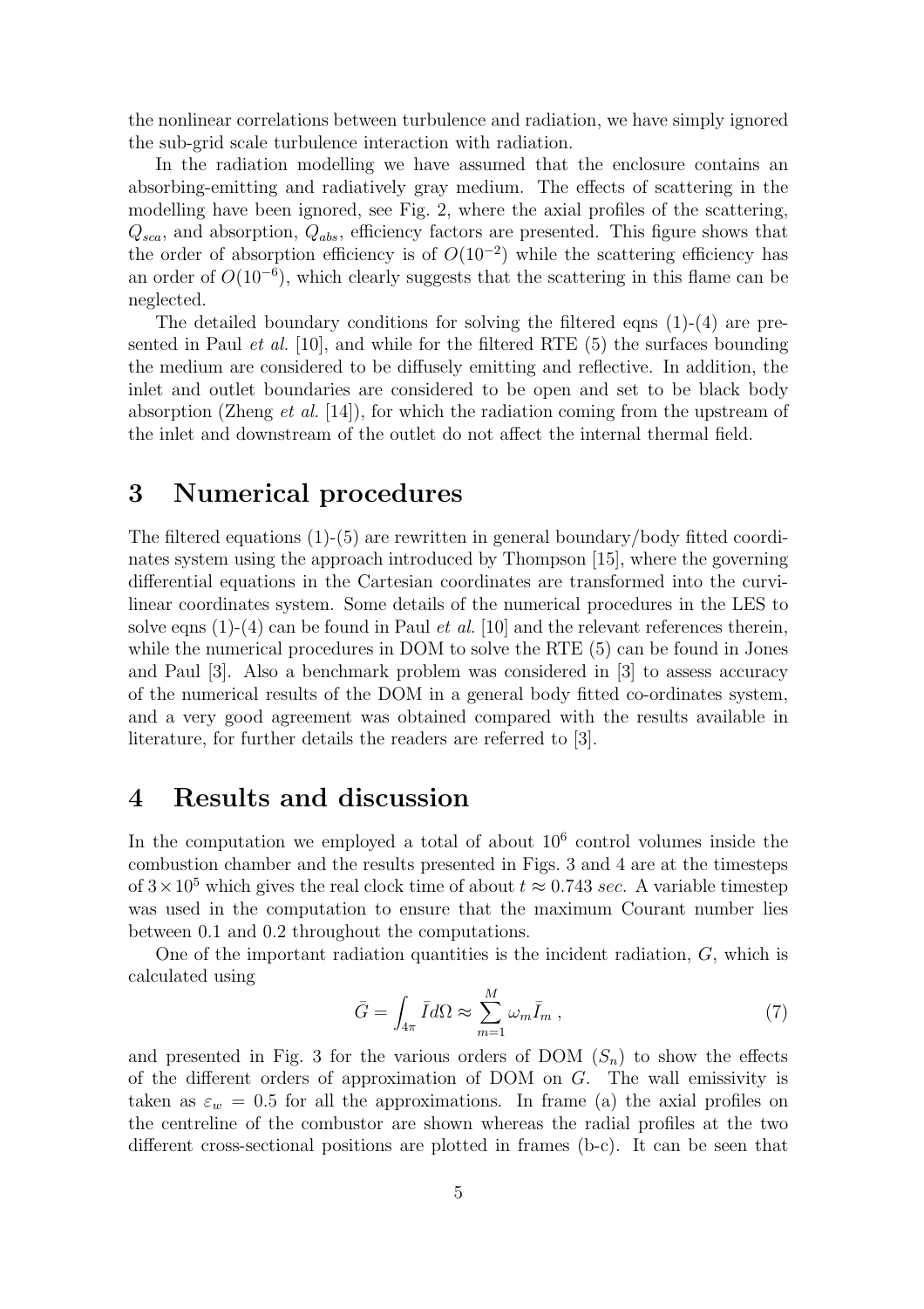the nonlinear correlations between turbulence and radiation, we have simply ignored the sub-grid scale turbulence interaction with radiation.

In the radiation modelling we have assumed that the enclosure contains an absorbing-emitting and radiatively gray medium. The effects of scattering in the modelling have been ignored, see Fig. 2, where the axial profiles of the scattering, $Q_{sca}$, and absorption, $Q_{abs}$, efficiency factors are presented. This figure shows that the order of absorption efficiency is of $O(10^{-2})$ while the scattering efficiency has an order of $O(10^{-6})$, which clearly suggests that the scattering in this flame can be neglected.

The detailed boundary conditions for solving the filtered eqns (1)-(4) are presented in Paul *et al.* [10], and while for the filtered RTE (5) the surfaces bounding the medium are considered to be diffusely emitting and reflective. In addition, the inlet and outlet boundaries are considered to be open and set to be black body absorption (Zheng *et al.* [14]), for which the radiation coming from the upstream of the inlet and downstream of the outlet do not affect the internal thermal field.

# 3 Numerical procedures

The filtered equations (1)-(5) are rewritten in general boundary/body fitted coordinates system using the approach introduced by Thompson [15], where the governing differential equations in the Cartesian coordinates are transformed into the curvilinear coordinates system. Some details of the numerical procedures in the LES to solve eqns (1)-(4) can be found in Paul *et al.* [10] and the relevant references therein, while the numerical procedures in DOM to solve the RTE (5) can be found in Jones and Paul [3]. Also a benchmark problem was considered in [3] to assess accuracy of the numerical results of the DOM in a general body fitted co-ordinates system, and a very good agreement was obtained compared with the results available in literature, for further details the readers are referred to [3].

# 4 Results and discussion

In the computation we employed a total of about $10^6$ control volumes inside the combustion chamber and the results presented in Figs. 3 and 4 are at the timesteps of $3 \times 10^5$ which gives the real clock time of about $t \approx 0.743$ *sec*. A variable timestep was used in the computation to ensure that the maximum Courant number lies between 0.1 and 0.2 throughout the computations.

One of the important radiation quantities is the incident radiation, $G$, which is calculated using

$$\bar{G} = \int_{4\pi} \bar{I} d\Omega \approx \sum_{m=1}^{M} \omega_m \bar{I}_m \, , \tag{7}$$

and presented in Fig. 3 for the various orders of DOM ($S_n$) to show the effects of the different orders of approximation of DOM on $G$. The wall emissivity is taken as $\varepsilon_w = 0.5$ for all the approximations. In frame (a) the axial profiles on the centreline of the combustor are shown whereas the radial profiles at the two different cross-sectional positions are plotted in frames (b-c). It can be seen that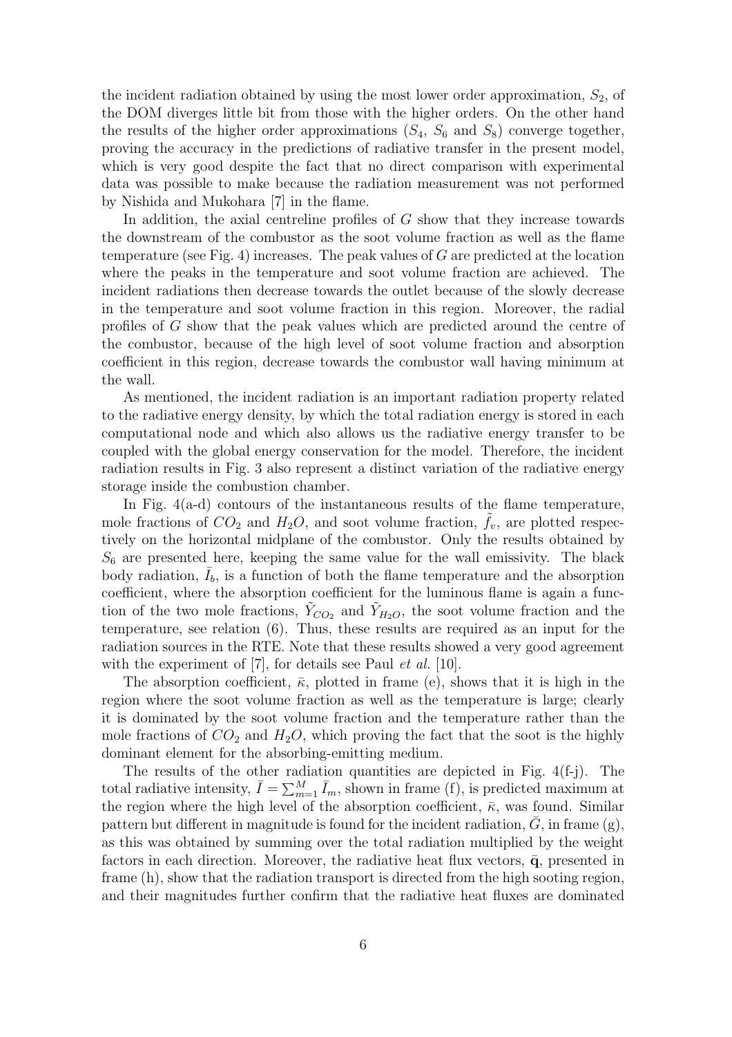the incident radiation obtained by using the most lower order approximation, $S_2$, of the DOM diverges little bit from those with the higher orders. On the other hand the results of the higher order approximations ($S_4$, $S_6$ and $S_8$) converge together, proving the accuracy in the predictions of radiative transfer in the present model, which is very good despite the fact that no direct comparison with experimental data was possible to make because the radiation measurement was not performed by Nishida and Mukohara [7] in the flame.

In addition, the axial centreline profiles of $G$ show that they increase towards the downstream of the combustor as the soot volume fraction as well as the flame temperature (see Fig. 4) increases. The peak values of $G$ are predicted at the location where the peaks in the temperature and soot volume fraction are achieved. The incident radiations then decrease towards the outlet because of the slowly decrease in the temperature and soot volume fraction in this region. Moreover, the radial profiles of $G$ show that the peak values which are predicted around the centre of the combustor, because of the high level of soot volume fraction and absorption coefficient in this region, decrease towards the combustor wall having minimum at the wall.

As mentioned, the incident radiation is an important radiation property related to the radiative energy density, by which the total radiation energy is stored in each computational node and which also allows us the radiative energy transfer to be coupled with the global energy conservation for the model. Therefore, the incident radiation results in Fig. 3 also represent a distinct variation of the radiative energy storage inside the combustion chamber.

In Fig. 4(a-d) contours of the instantaneous results of the flame temperature, mole fractions of $CO_2$ and $H_2O$, and soot volume fraction, $\tilde{f}_v$, are plotted respectively on the horizontal midplane of the combustor. Only the results obtained by $S_6$ are presented here, keeping the same value for the wall emissivity. The black body radiation, $\bar{I}_b$, is a function of both the flame temperature and the absorption coefficient, where the absorption coefficient for the luminous flame is again a function of the two mole fractions, $\tilde{Y}_{CO_2}$ and $\tilde{Y}_{H_2O}$, the soot volume fraction and the temperature, see relation (6). Thus, these results are required as an input for the radiation sources in the RTE. Note that these results showed a very good agreement with the experiment of [7], for details see Paul *et al.* [10].

The absorption coefficient, $\bar{\kappa}$, plotted in frame (e), shows that it is high in the region where the soot volume fraction as well as the temperature is large; clearly it is dominated by the soot volume fraction and the temperature rather than the mole fractions of $CO_2$ and $H_2O$, which proving the fact that the soot is the highly dominant element for the absorbing-emitting medium.

The results of the other radiation quantities are depicted in Fig. 4(f-j). The total radiative intensity, $\bar{I} = \sum_{m=1}^{M} \bar{I}_m$, shown in frame (f), is predicted maximum at the region where the high level of the absorption coefficient, $\bar{\kappa}$, was found. Similar pattern but different in magnitude is found for the incident radiation, $\bar{G}$, in frame (g), as this was obtained by summing over the total radiation multiplied by the weight factors in each direction. Moreover, the radiative heat flux vectors, $\bar{\mathbf{q}}$, presented in frame (h), show that the radiation transport is directed from the high sooting region, and their magnitudes further confirm that the radiative heat fluxes are dominated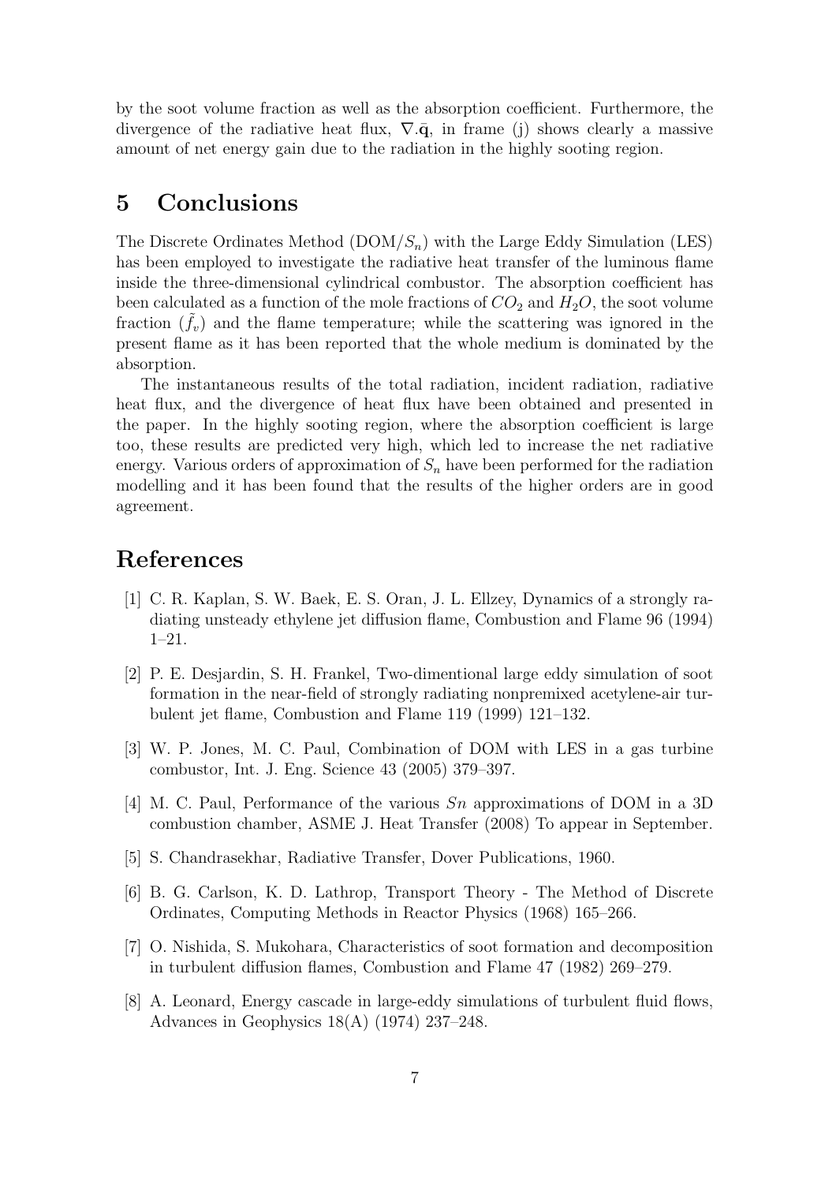by the soot volume fraction as well as the absorption coefficient. Furthermore, the divergence of the radiative heat flux, $\nabla.\bar{\mathbf{q}}$, in frame (j) shows clearly a massive amount of net energy gain due to the radiation in the highly sooting region.

## 5 Conclusions

The Discrete Ordinates Method (DOM/$S_n$) with the Large Eddy Simulation (LES) has been employed to investigate the radiative heat transfer of the luminous flame inside the three-dimensional cylindrical combustor. The absorption coefficient has been calculated as a function of the mole fractions of $CO_2$ and $H_2O$, the soot volume fraction ($\tilde{f}_v$) and the flame temperature; while the scattering was ignored in the present flame as it has been reported that the whole medium is dominated by the absorption.

The instantaneous results of the total radiation, incident radiation, radiative heat flux, and the divergence of heat flux have been obtained and presented in the paper. In the highly sooting region, where the absorption coefficient is large too, these results are predicted very high, which led to increase the net radiative energy. Various orders of approximation of $S_n$ have been performed for the radiation modelling and it has been found that the results of the higher orders are in good agreement.

## References

[1] C. R. Kaplan, S. W. Baek, E. S. Oran, J. L. Ellzey, Dynamics of a strongly radiating unsteady ethylene jet diffusion flame, Combustion and Flame 96 (1994) 1–21.

[2] P. E. Desjardin, S. H. Frankel, Two-dimentional large eddy simulation of soot formation in the near-field of strongly radiating nonpremixed acetylene-air turbulent jet flame, Combustion and Flame 119 (1999) 121–132.

[3] W. P. Jones, M. C. Paul, Combination of DOM with LES in a gas turbine combustor, Int. J. Eng. Science 43 (2005) 379–397.

[4] M. C. Paul, Performance of the various $Sn$ approximations of DOM in a 3D combustion chamber, ASME J. Heat Transfer (2008) To appear in September.

[5] S. Chandrasekhar, Radiative Transfer, Dover Publications, 1960.

[6] B. G. Carlson, K. D. Lathrop, Transport Theory - The Method of Discrete Ordinates, Computing Methods in Reactor Physics (1968) 165–266.

[7] O. Nishida, S. Mukohara, Characteristics of soot formation and decomposition in turbulent diffusion flames, Combustion and Flame 47 (1982) 269–279.

[8] A. Leonard, Energy cascade in large-eddy simulations of turbulent fluid flows, Advances in Geophysics 18(A) (1974) 237–248.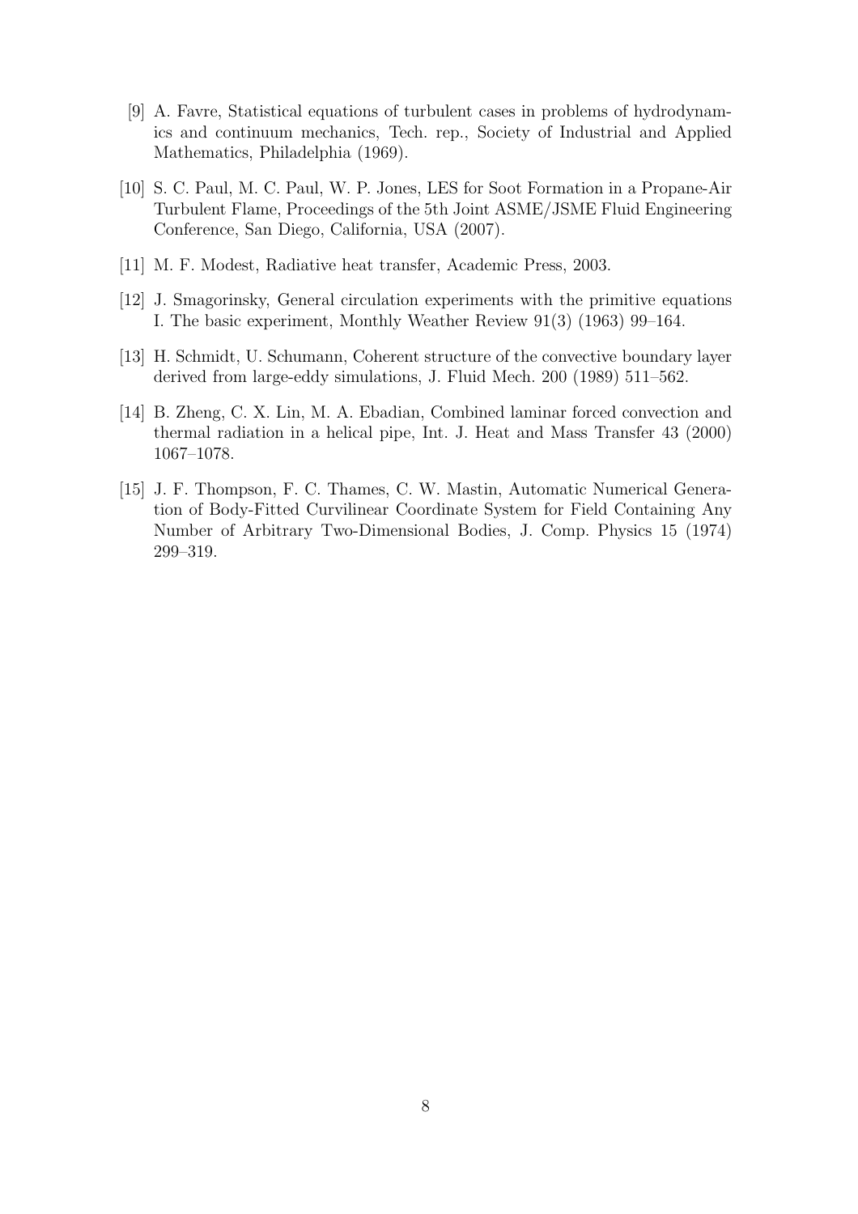[9] A. Favre, Statistical equations of turbulent cases in problems of hydrodynamics and continuum mechanics, Tech. rep., Society of Industrial and Applied Mathematics, Philadelphia (1969).

[10] S. C. Paul, M. C. Paul, W. P. Jones, LES for Soot Formation in a Propane-Air Turbulent Flame, Proceedings of the 5th Joint ASME/JSME Fluid Engineering Conference, San Diego, California, USA (2007).

[11] M. F. Modest, Radiative heat transfer, Academic Press, 2003.

[12] J. Smagorinsky, General circulation experiments with the primitive equations I. The basic experiment, Monthly Weather Review 91(3) (1963) 99–164.

[13] H. Schmidt, U. Schumann, Coherent structure of the convective boundary layer derived from large-eddy simulations, J. Fluid Mech. 200 (1989) 511–562.

[14] B. Zheng, C. X. Lin, M. A. Ebadian, Combined laminar forced convection and thermal radiation in a helical pipe, Int. J. Heat and Mass Transfer 43 (2000) 1067–1078.

[15] J. F. Thompson, F. C. Thames, C. W. Mastin, Automatic Numerical Generation of Body-Fitted Curvilinear Coordinate System for Field Containing Any Number of Arbitrary Two-Dimensional Bodies, J. Comp. Physics 15 (1974) 299–319.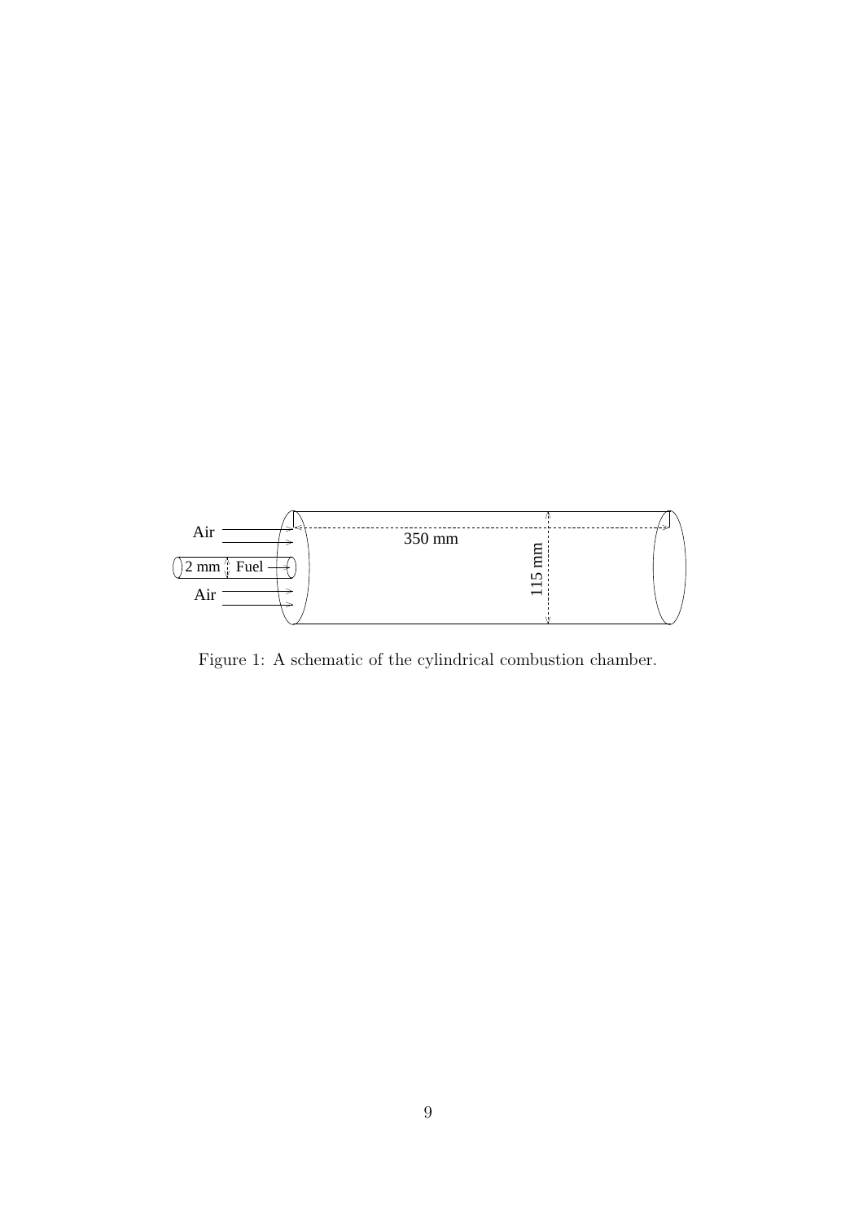Figure 1: A schematic of the cylindrical combustion chamber.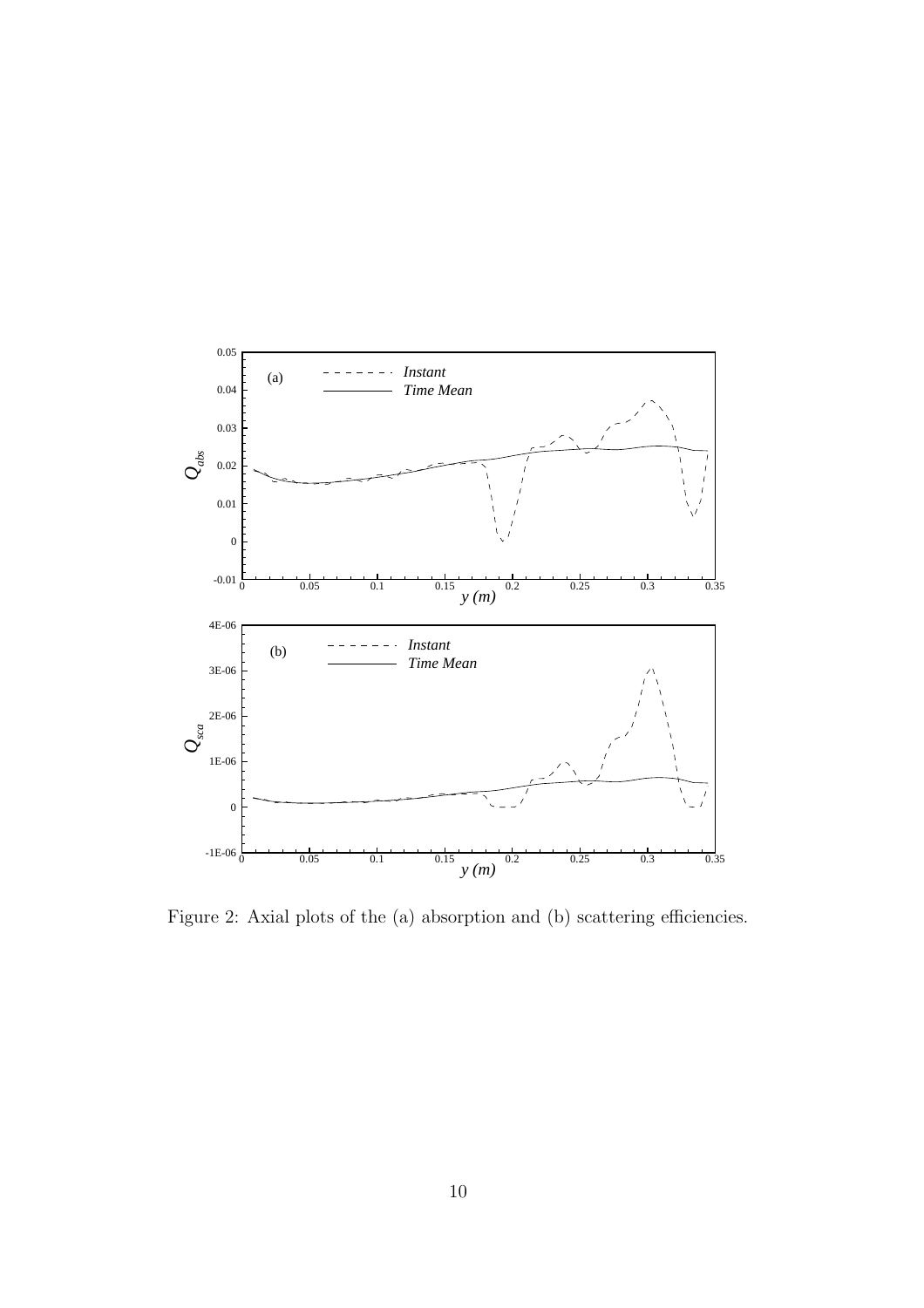Figure 2: Axial plots of the (a) absorption and (b) scattering efficiencies.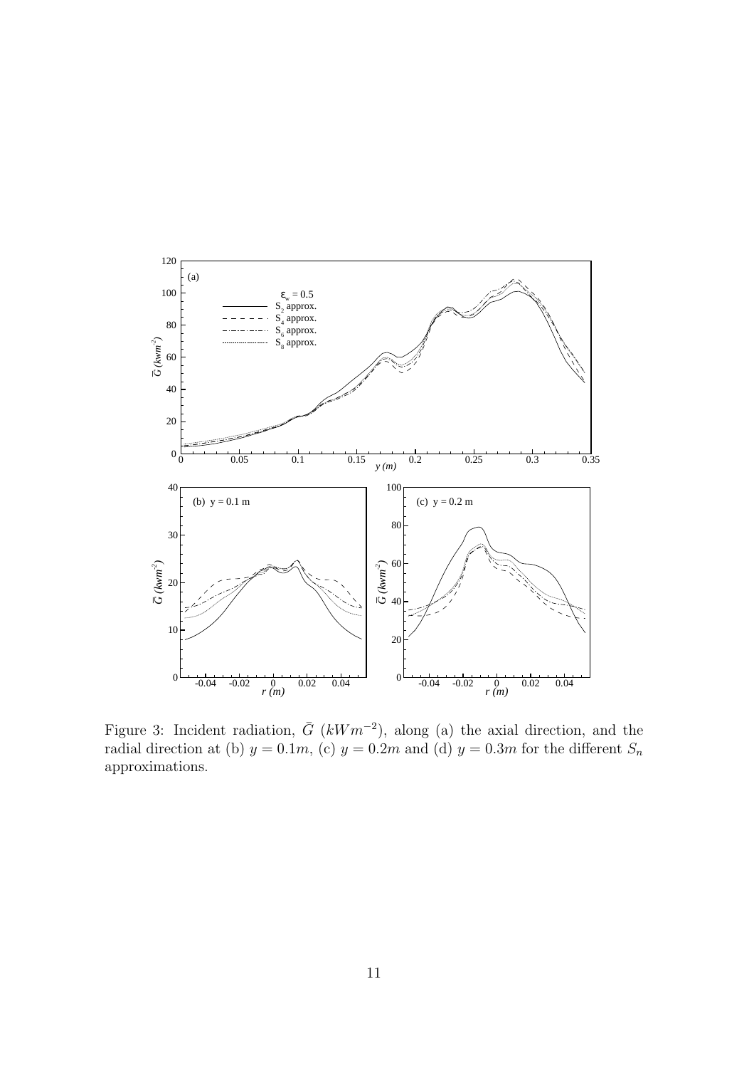Figure 3: Incident radiation, $\bar{G}$ ($kWm^{-2}$), along (a) the axial direction, and the radial direction at (b) $y = 0.1m$, (c) $y = 0.2m$ and (d) $y = 0.3m$ for the different $S_n$ approximations.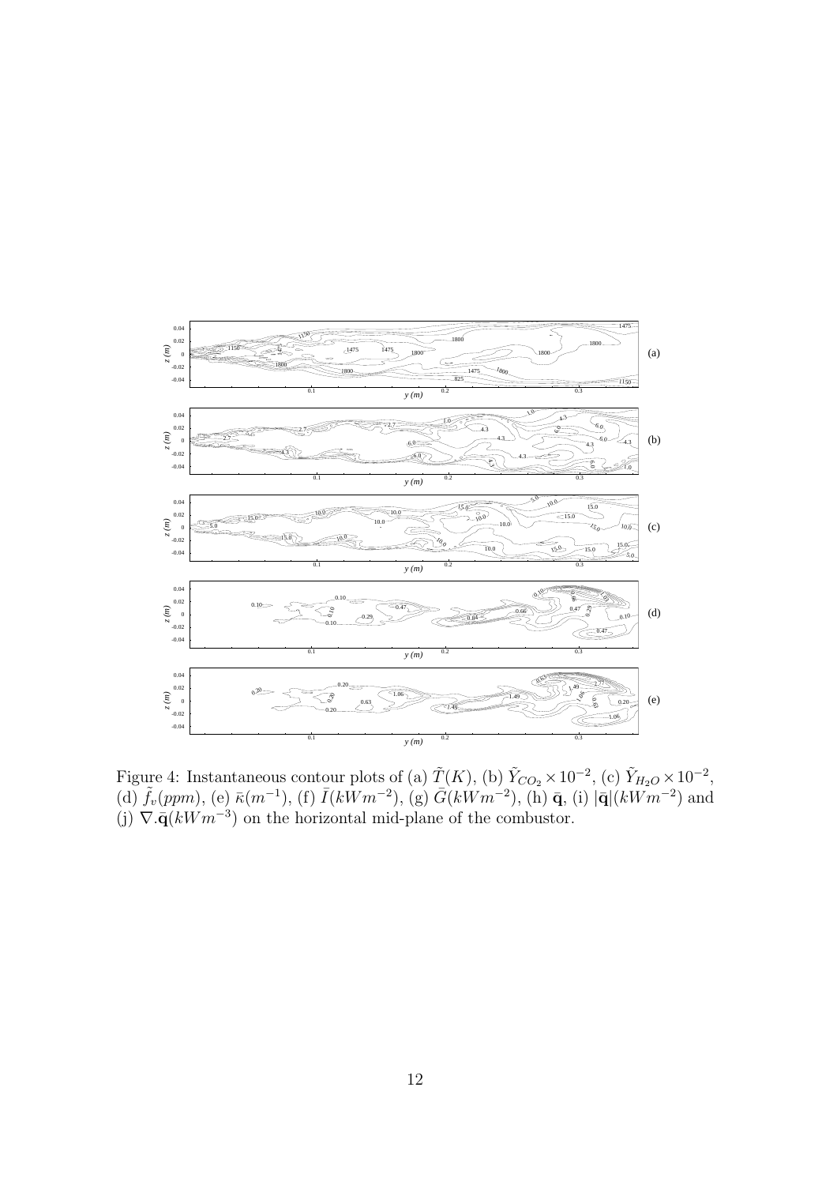Figure 4: Instantaneous contour plots of (a) $\tilde{T}(K)$, (b) $\tilde{Y}_{CO_2} \times 10^{-2}$, (c) $\tilde{Y}_{H_2O} \times 10^{-2}$, (d) $\tilde{f}_v(ppm)$, (e) $\bar{\kappa}(m^{-1})$, (f) $\bar{I}(kWm^{-2})$, (g) $\bar{G}(kWm^{-2})$, (h) $\bar{\mathbf{q}}$, (i) $|\bar{\mathbf{q}}|(kWm^{-2})$ and (j) $\nabla.\bar{\mathbf{q}}(kWm^{-3})$ on the horizontal mid-plane of the combustor.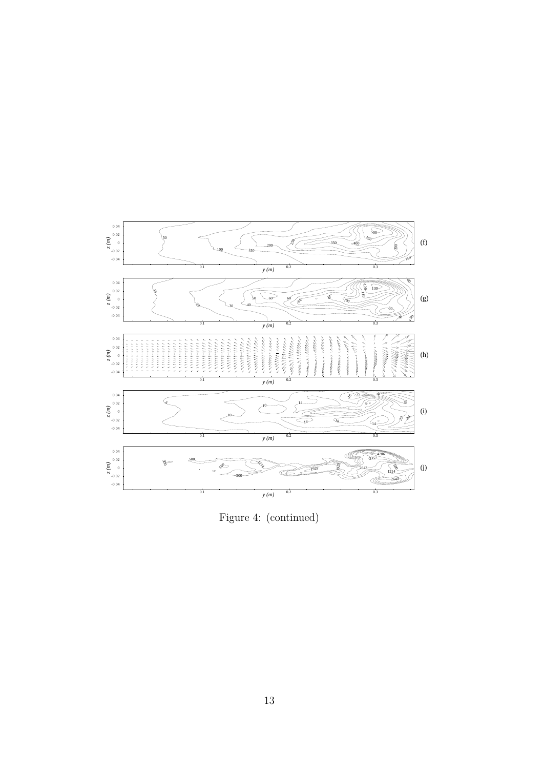0.04
0.02
z (m) 0
-0.02
-0.04
50
100
150
200
250
350
400
450
500
300
150
0.1
y (m)
0.2
0.3
(f)

0.04
0.02
z (m) 0
-0.02
-0.04
10
20
30
40
50
60
60
80
90
100
120
110
130
80
90
30
40
0.1
y (m)
0.2
0.3
(g)

0.04
0.02
z (m) 0
-0.02
-0.04
0.1
y (m)
0.2
0.3
(h)

0.04
0.02
z (m) 0
-0.02
-0.04
6
10
10
14
18
22
30
6
6
18
14
22
26
30
0.1
y (m)
0.2
0.3
(i)

0.04
0.02
z (m) 0
-0.02
-0.04
500
500
500
500
1214
1929
3357
4786
2643
500
1214
2643
0.1
y (m)
0.2
0.3
(j)

Figure 4: (continued)